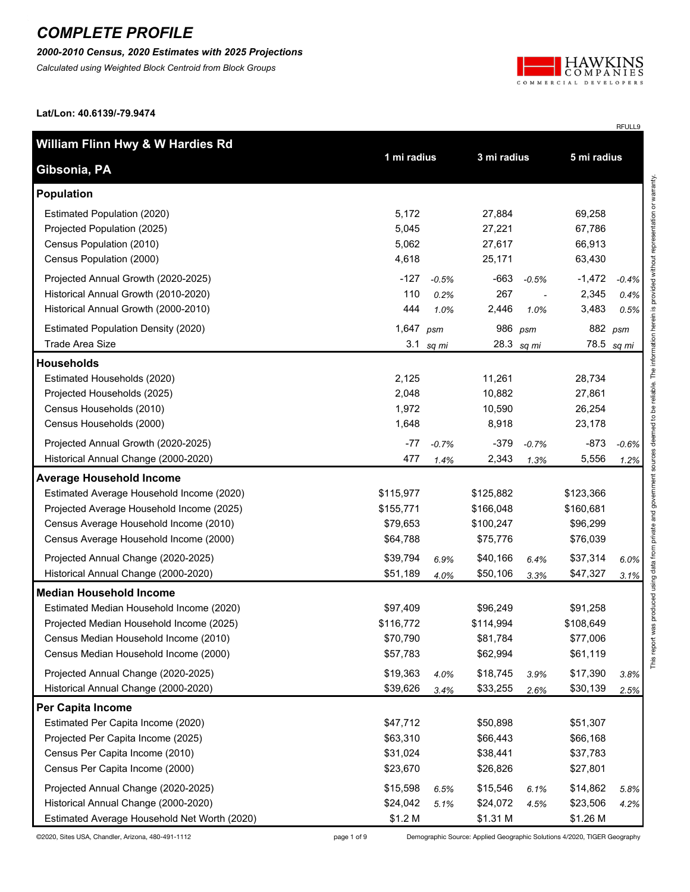# COMPLETE PROFILE

***2000-2010 Census, 2020 Estimates with 2025 Projections***

*Calculated using Weighted Block Centroid from Block Groups*

HAWKINS COMPANIES
COMMERCIAL DEVELOPERS

**Lat/Lon: 40.6139/-79.9474**

RFULL9

| **William Flinn Hwy & W Hardies Rd** **Gibsonia, PA** | **1 mi radius** | | **3 mi radius** | | **5 mi radius** | |
|---|---|---|---|---|---|---|
| **Population** | | | | | | |
| Estimated Population (2020) | 5,172 | | 27,884 | | 69,258 | |
| Projected Population (2025) | 5,045 | | 27,221 | | 67,786 | |
| Census Population (2010) | 5,062 | | 27,617 | | 66,913 | |
| Census Population (2000) | 4,618 | | 25,171 | | 63,430 | |
| Projected Annual Growth (2020-2025) | -127 | *-0.5%* | -663 | *-0.5%* | -1,472 | *-0.4%* |
| Historical Annual Growth (2010-2020) | 110 | *0.2%* | 267 | *-* | 2,345 | *0.4%* |
| Historical Annual Growth (2000-2010) | 444 | *1.0%* | 2,446 | *1.0%* | 3,483 | *0.5%* |
| Estimated Population Density (2020) | 1,647 | *psm* | 986 | *psm* | 882 | *psm* |
| Trade Area Size | 3.1 | *sq mi* | 28.3 | *sq mi* | 78.5 | *sq mi* |
| **Households** | | | | | | |
| Estimated Households (2020) | 2,125 | | 11,261 | | 28,734 | |
| Projected Households (2025) | 2,048 | | 10,882 | | 27,861 | |
| Census Households (2010) | 1,972 | | 10,590 | | 26,254 | |
| Census Households (2000) | 1,648 | | 8,918 | | 23,178 | |
| Projected Annual Growth (2020-2025) | -77 | *-0.7%* | -379 | *-0.7%* | -873 | *-0.6%* |
| Historical Annual Change (2000-2020) | 477 | *1.4%* | 2,343 | *1.3%* | 5,556 | *1.2%* |
| **Average Household Income** | | | | | | |
| Estimated Average Household Income (2020) | $115,977 | | $125,882 | | $123,366 | |
| Projected Average Household Income (2025) | $155,771 | | $166,048 | | $160,681 | |
| Census Average Household Income (2010) | $79,653 | | $100,247 | | $96,299 | |
| Census Average Household Income (2000) | $64,788 | | $75,776 | | $76,039 | |
| Projected Annual Change (2020-2025) | $39,794 | *6.9%* | $40,166 | *6.4%* | $37,314 | *6.0%* |
| Historical Annual Change (2000-2020) | $51,189 | *4.0%* | $50,106 | *3.3%* | $47,327 | *3.1%* |
| **Median Household Income** | | | | | | |
| Estimated Median Household Income (2020) | $97,409 | | $96,249 | | $91,258 | |
| Projected Median Household Income (2025) | $116,772 | | $114,994 | | $108,649 | |
| Census Median Household Income (2010) | $70,790 | | $81,784 | | $77,006 | |
| Census Median Household Income (2000) | $57,783 | | $62,994 | | $61,119 | |
| Projected Annual Change (2020-2025) | $19,363 | *4.0%* | $18,745 | *3.9%* | $17,390 | *3.8%* |
| Historical Annual Change (2000-2020) | $39,626 | *3.4%* | $33,255 | *2.6%* | $30,139 | *2.5%* |
| **Per Capita Income** | | | | | | |
| Estimated Per Capita Income (2020) | $47,712 | | $50,898 | | $51,307 | |
| Projected Per Capita Income (2025) | $63,310 | | $66,443 | | $66,168 | |
| Census Per Capita Income (2010) | $31,024 | | $38,441 | | $37,783 | |
| Census Per Capita Income (2000) | $23,670 | | $26,826 | | $27,801 | |
| Projected Annual Change (2020-2025) | $15,598 | *6.5%* | $15,546 | *6.1%* | $14,862 | *5.8%* |
| Historical Annual Change (2000-2020) | $24,042 | *5.1%* | $24,072 | *4.5%* | $23,506 | *4.2%* |
| Estimated Average Household Net Worth (2020) | $1.2 M | | $1.31 M | | $1.26 M | |

This report was produced using data from private and government sources deemed to be reliable. The information herein is provided without representation or warranty.

©2020, Sites USA, Chandler, Arizona, 480-491-1112

Demographic Source: Applied Geographic Solutions 4/2020, TIGER Geography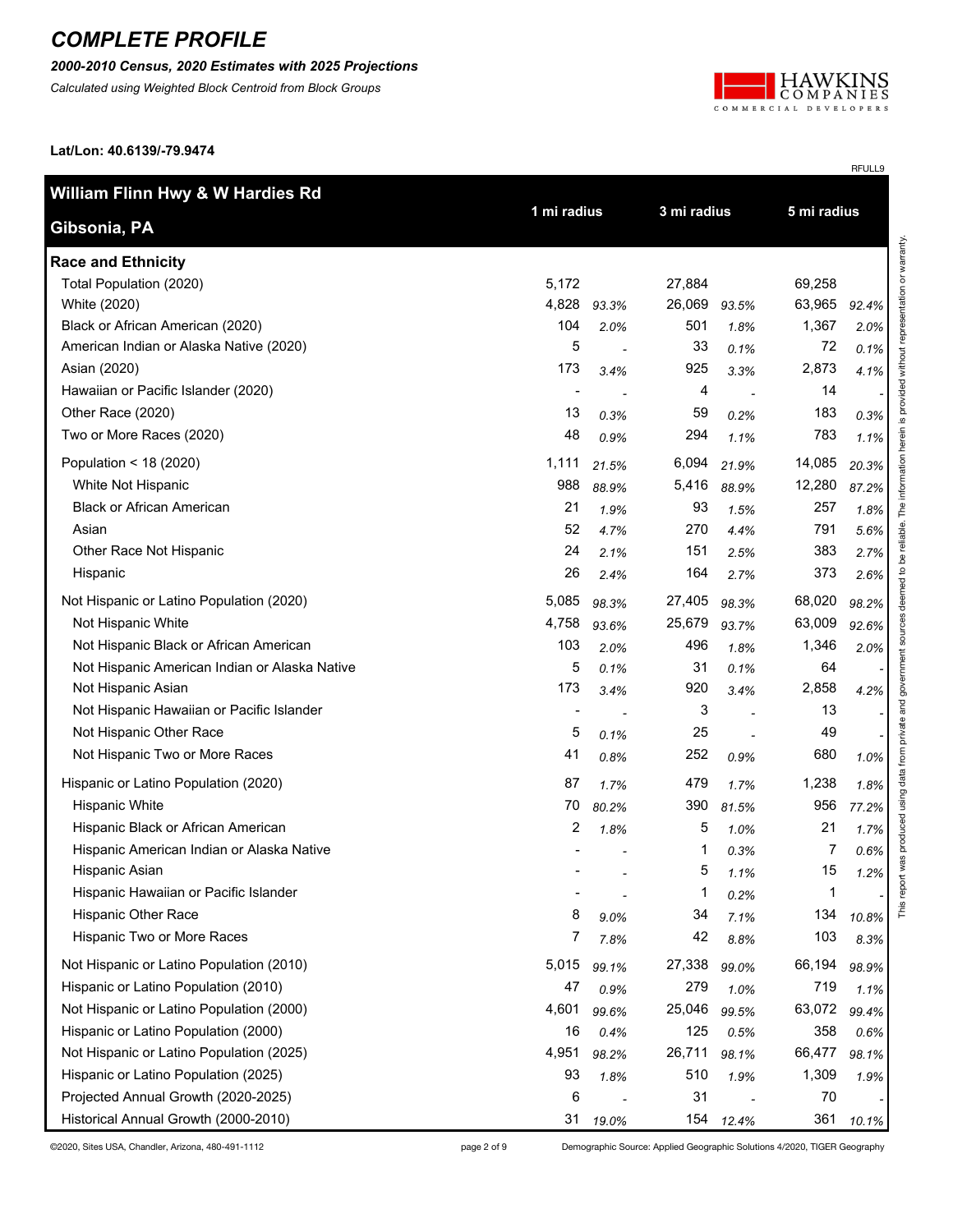# COMPLETE PROFILE

***2000-2010 Census, 2020 Estimates with 2025 Projections***

*Calculated using Weighted Block Centroid from Block Groups*

**Lat/Lon: 40.6139/-79.9474**

RFULL9

| William Flinn Hwy & W Hardies Rd<br>Gibsonia, PA | 1 mi radius | | 3 mi radius | | 5 mi radius | |
|---|---|---|---|---|---|---|
| **Race and Ethnicity** | | | | | | |
| Total Population (2020) | 5,172 | | 27,884 | | 69,258 | |
| White (2020) | 4,828 | 93.3% | 26,069 | 93.5% | 63,965 | 92.4% |
| Black or African American (2020) | 104 | 2.0% | 501 | 1.8% | 1,367 | 2.0% |
| American Indian or Alaska Native (2020) | 5 | - | 33 | 0.1% | 72 | 0.1% |
| Asian (2020) | 173 | 3.4% | 925 | 3.3% | 2,873 | 4.1% |
| Hawaiian or Pacific Islander (2020) | - | - | 4 | - | 14 | - |
| Other Race (2020) | 13 | 0.3% | 59 | 0.2% | 183 | 0.3% |
| Two or More Races (2020) | 48 | 0.9% | 294 | 1.1% | 783 | 1.1% |
| Population < 18 (2020) | 1,111 | 21.5% | 6,094 | 21.9% | 14,085 | 20.3% |
| White Not Hispanic | 988 | 88.9% | 5,416 | 88.9% | 12,280 | 87.2% |
| Black or African American | 21 | 1.9% | 93 | 1.5% | 257 | 1.8% |
| Asian | 52 | 4.7% | 270 | 4.4% | 791 | 5.6% |
| Other Race Not Hispanic | 24 | 2.1% | 151 | 2.5% | 383 | 2.7% |
| Hispanic | 26 | 2.4% | 164 | 2.7% | 373 | 2.6% |
| Not Hispanic or Latino Population (2020) | 5,085 | 98.3% | 27,405 | 98.3% | 68,020 | 98.2% |
| Not Hispanic White | 4,758 | 93.6% | 25,679 | 93.7% | 63,009 | 92.6% |
| Not Hispanic Black or African American | 103 | 2.0% | 496 | 1.8% | 1,346 | 2.0% |
| Not Hispanic American Indian or Alaska Native | 5 | 0.1% | 31 | 0.1% | 64 | - |
| Not Hispanic Asian | 173 | 3.4% | 920 | 3.4% | 2,858 | 4.2% |
| Not Hispanic Hawaiian or Pacific Islander | - | - | 3 | - | 13 | - |
| Not Hispanic Other Race | 5 | 0.1% | 25 | - | 49 | - |
| Not Hispanic Two or More Races | 41 | 0.8% | 252 | 0.9% | 680 | 1.0% |
| Hispanic or Latino Population (2020) | 87 | 1.7% | 479 | 1.7% | 1,238 | 1.8% |
| Hispanic White | 70 | 80.2% | 390 | 81.5% | 956 | 77.2% |
| Hispanic Black or African American | 2 | 1.8% | 5 | 1.0% | 21 | 1.7% |
| Hispanic American Indian or Alaska Native | - | - | 1 | 0.3% | 7 | 0.6% |
| Hispanic Asian | - | - | 5 | 1.1% | 15 | 1.2% |
| Hispanic Hawaiian or Pacific Islander | - | - | 1 | 0.2% | 1 | - |
| Hispanic Other Race | 8 | 9.0% | 34 | 7.1% | 134 | 10.8% |
| Hispanic Two or More Races | 7 | 7.8% | 42 | 8.8% | 103 | 8.3% |
| Not Hispanic or Latino Population (2010) | 5,015 | 99.1% | 27,338 | 99.0% | 66,194 | 98.9% |
| Hispanic or Latino Population (2010) | 47 | 0.9% | 279 | 1.0% | 719 | 1.1% |
| Not Hispanic or Latino Population (2000) | 4,601 | 99.6% | 25,046 | 99.5% | 63,072 | 99.4% |
| Hispanic or Latino Population (2000) | 16 | 0.4% | 125 | 0.5% | 358 | 0.6% |
| Not Hispanic or Latino Population (2025) | 4,951 | 98.2% | 26,711 | 98.1% | 66,477 | 98.1% |
| Hispanic or Latino Population (2025) | 93 | 1.8% | 510 | 1.9% | 1,309 | 1.9% |
| Projected Annual Growth (2020-2025) | 6 | - | 31 | - | 70 | - |
| Historical Annual Growth (2000-2010) | 31 | 19.0% | 154 | 12.4% | 361 | 10.1% |

This report was produced using data from private and government sources deemed to be reliable. The information herein is provided without representation or warranty.

©2020, Sites USA, Chandler, Arizona, 480-491-1112

Demographic Source: Applied Geographic Solutions 4/2020, TIGER Geography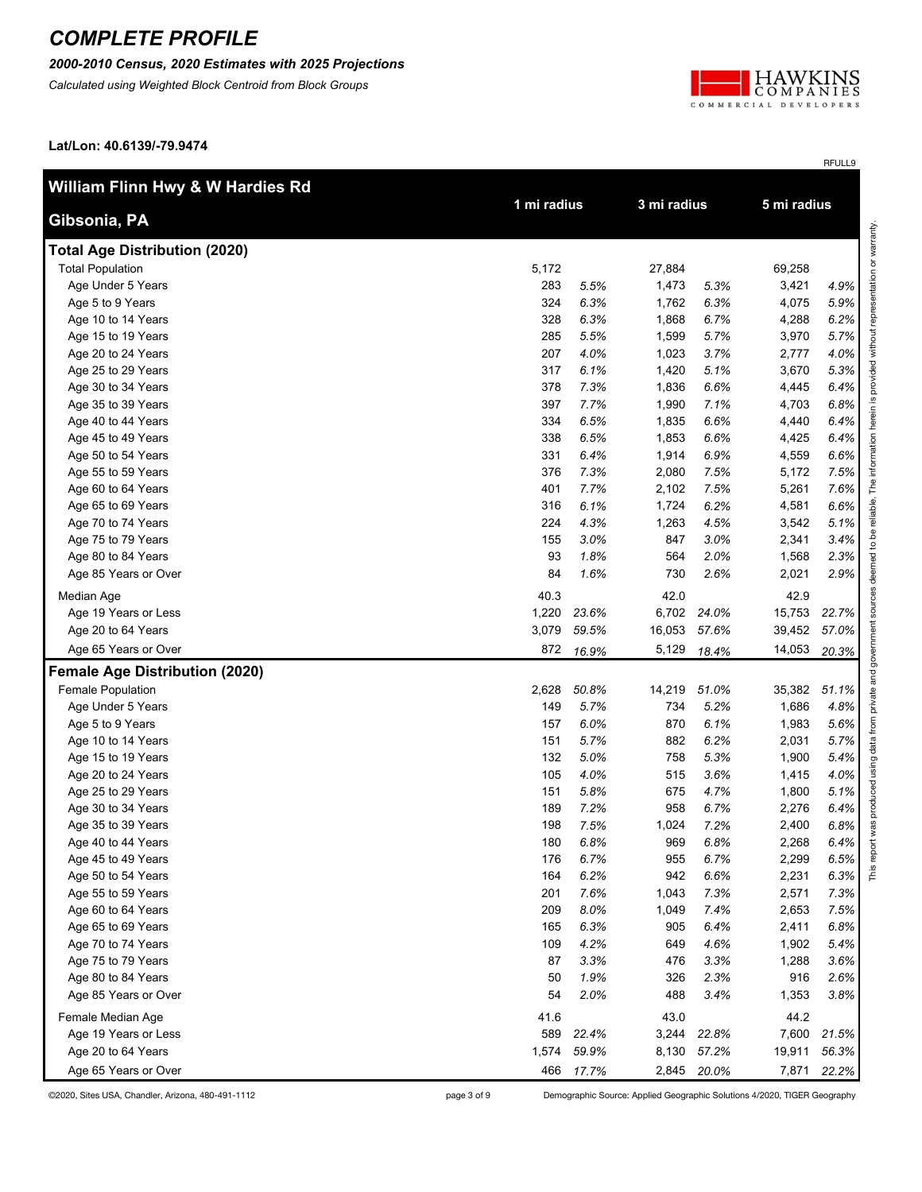# COMPLETE PROFILE

***2000-2010 Census, 2020 Estimates with 2025 Projections***

*Calculated using Weighted Block Centroid from Block Groups*

HAWKINS COMPANIES COMMERCIAL DEVELOPERS

**Lat/Lon: 40.6139/-79.9474**

RFULL9

| William Flinn Hwy & W Hardies Rd Gibsonia, PA | 1 mi radius | | 3 mi radius | | 5 mi radius | |
|---|---|---|---|---|---|---|
| **Total Age Distribution (2020)** | | | | | | |
| Total Population | 5,172 | | 27,884 | | 69,258 | |
| Age Under 5 Years | 283 | *5.5%* | 1,473 | *5.3%* | 3,421 | *4.9%* |
| Age 5 to 9 Years | 324 | *6.3%* | 1,762 | *6.3%* | 4,075 | *5.9%* |
| Age 10 to 14 Years | 328 | *6.3%* | 1,868 | *6.7%* | 4,288 | *6.2%* |
| Age 15 to 19 Years | 285 | *5.5%* | 1,599 | *5.7%* | 3,970 | *5.7%* |
| Age 20 to 24 Years | 207 | *4.0%* | 1,023 | *3.7%* | 2,777 | *4.0%* |
| Age 25 to 29 Years | 317 | *6.1%* | 1,420 | *5.1%* | 3,670 | *5.3%* |
| Age 30 to 34 Years | 378 | *7.3%* | 1,836 | *6.6%* | 4,445 | *6.4%* |
| Age 35 to 39 Years | 397 | *7.7%* | 1,990 | *7.1%* | 4,703 | *6.8%* |
| Age 40 to 44 Years | 334 | *6.5%* | 1,835 | *6.6%* | 4,440 | *6.4%* |
| Age 45 to 49 Years | 338 | *6.5%* | 1,853 | *6.6%* | 4,425 | *6.4%* |
| Age 50 to 54 Years | 331 | *6.4%* | 1,914 | *6.9%* | 4,559 | *6.6%* |
| Age 55 to 59 Years | 376 | *7.3%* | 2,080 | *7.5%* | 5,172 | *7.5%* |
| Age 60 to 64 Years | 401 | *7.7%* | 2,102 | *7.5%* | 5,261 | *7.6%* |
| Age 65 to 69 Years | 316 | *6.1%* | 1,724 | *6.2%* | 4,581 | *6.6%* |
| Age 70 to 74 Years | 224 | *4.3%* | 1,263 | *4.5%* | 3,542 | *5.1%* |
| Age 75 to 79 Years | 155 | *3.0%* | 847 | *3.0%* | 2,341 | *3.4%* |
| Age 80 to 84 Years | 93 | *1.8%* | 564 | *2.0%* | 1,568 | *2.3%* |
| Age 85 Years or Over | 84 | *1.6%* | 730 | *2.6%* | 2,021 | *2.9%* |
| Median Age | 40.3 | | 42.0 | | 42.9 | |
| Age 19 Years or Less | 1,220 | *23.6%* | 6,702 | *24.0%* | 15,753 | *22.7%* |
| Age 20 to 64 Years | 3,079 | *59.5%* | 16,053 | *57.6%* | 39,452 | *57.0%* |
| Age 65 Years or Over | 872 | *16.9%* | 5,129 | *18.4%* | 14,053 | *20.3%* |
| **Female Age Distribution (2020)** | | | | | | |
| Female Population | 2,628 | *50.8%* | 14,219 | *51.0%* | 35,382 | *51.1%* |
| Age Under 5 Years | 149 | *5.7%* | 734 | *5.2%* | 1,686 | *4.8%* |
| Age 5 to 9 Years | 157 | *6.0%* | 870 | *6.1%* | 1,983 | *5.6%* |
| Age 10 to 14 Years | 151 | *5.7%* | 882 | *6.2%* | 2,031 | *5.7%* |
| Age 15 to 19 Years | 132 | *5.0%* | 758 | *5.3%* | 1,900 | *5.4%* |
| Age 20 to 24 Years | 105 | *4.0%* | 515 | *3.6%* | 1,415 | *4.0%* |
| Age 25 to 29 Years | 151 | *5.8%* | 675 | *4.7%* | 1,800 | *5.1%* |
| Age 30 to 34 Years | 189 | *7.2%* | 958 | *6.7%* | 2,276 | *6.4%* |
| Age 35 to 39 Years | 198 | *7.5%* | 1,024 | *7.2%* | 2,400 | *6.8%* |
| Age 40 to 44 Years | 180 | *6.8%* | 969 | *6.8%* | 2,268 | *6.4%* |
| Age 45 to 49 Years | 176 | *6.7%* | 955 | *6.7%* | 2,299 | *6.5%* |
| Age 50 to 54 Years | 164 | *6.2%* | 942 | *6.6%* | 2,231 | *6.3%* |
| Age 55 to 59 Years | 201 | *7.6%* | 1,043 | *7.3%* | 2,571 | *7.3%* |
| Age 60 to 64 Years | 209 | *8.0%* | 1,049 | *7.4%* | 2,653 | *7.5%* |
| Age 65 to 69 Years | 165 | *6.3%* | 905 | *6.4%* | 2,411 | *6.8%* |
| Age 70 to 74 Years | 109 | *4.2%* | 649 | *4.6%* | 1,902 | *5.4%* |
| Age 75 to 79 Years | 87 | *3.3%* | 476 | *3.3%* | 1,288 | *3.6%* |
| Age 80 to 84 Years | 50 | *1.9%* | 326 | *2.3%* | 916 | *2.6%* |
| Age 85 Years or Over | 54 | *2.0%* | 488 | *3.4%* | 1,353 | *3.8%* |
| Female Median Age | 41.6 | | 43.0 | | 44.2 | |
| Age 19 Years or Less | 589 | *22.4%* | 3,244 | *22.8%* | 7,600 | *21.5%* |
| Age 20 to 64 Years | 1,574 | *59.9%* | 8,130 | *57.2%* | 19,911 | *56.3%* |
| Age 65 Years or Over | 466 | *17.7%* | 2,845 | *20.0%* | 7,871 | *22.2%* |

This report was produced using data from private and government sources deemed to be reliable. The information herein is provided without representation or warranty.

©2020, Sites USA, Chandler, Arizona, 480-491-1112

Demographic Source: Applied Geographic Solutions 4/2020, TIGER Geography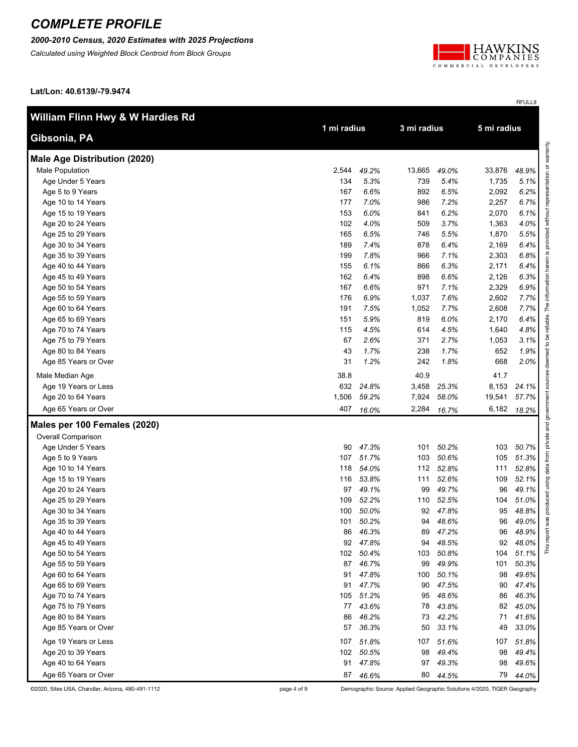# COMPLETE PROFILE

***2000-2010 Census, 2020 Estimates with 2025 Projections***

*Calculated using Weighted Block Centroid from Block Groups*

**Lat/Lon: 40.6139/-79.9474**

RFULL9

| **William Flinn Hwy & W Hardies Rd** **Gibsonia, PA** | **1 mi radius** | | **3 mi radius** | | **5 mi radius** | |
|---|---|---|---|---|---|---|
| **Male Age Distribution (2020)** | | | | | | |
| Male Population | 2,544 | *49.2%* | 13,665 | *49.0%* | 33,876 | *48.9%* |
| Age Under 5 Years | 134 | *5.3%* | 739 | *5.4%* | 1,735 | *5.1%* |
| Age 5 to 9 Years | 167 | *6.6%* | 892 | *6.5%* | 2,092 | *6.2%* |
| Age 10 to 14 Years | 177 | *7.0%* | 986 | *7.2%* | 2,257 | *6.7%* |
| Age 15 to 19 Years | 153 | *6.0%* | 841 | *6.2%* | 2,070 | *6.1%* |
| Age 20 to 24 Years | 102 | *4.0%* | 509 | *3.7%* | 1,363 | *4.0%* |
| Age 25 to 29 Years | 165 | *6.5%* | 746 | *5.5%* | 1,870 | *5.5%* |
| Age 30 to 34 Years | 189 | *7.4%* | 878 | *6.4%* | 2,169 | *6.4%* |
| Age 35 to 39 Years | 199 | *7.8%* | 966 | *7.1%* | 2,303 | *6.8%* |
| Age 40 to 44 Years | 155 | *6.1%* | 866 | *6.3%* | 2,171 | *6.4%* |
| Age 45 to 49 Years | 162 | *6.4%* | 898 | *6.6%* | 2,126 | *6.3%* |
| Age 50 to 54 Years | 167 | *6.6%* | 971 | *7.1%* | 2,329 | *6.9%* |
| Age 55 to 59 Years | 176 | *6.9%* | 1,037 | *7.6%* | 2,602 | *7.7%* |
| Age 60 to 64 Years | 191 | *7.5%* | 1,052 | *7.7%* | 2,608 | *7.7%* |
| Age 65 to 69 Years | 151 | *5.9%* | 819 | *6.0%* | 2,170 | *6.4%* |
| Age 70 to 74 Years | 115 | *4.5%* | 614 | *4.5%* | 1,640 | *4.8%* |
| Age 75 to 79 Years | 67 | *2.6%* | 371 | *2.7%* | 1,053 | *3.1%* |
| Age 80 to 84 Years | 43 | *1.7%* | 238 | *1.7%* | 652 | *1.9%* |
| Age 85 Years or Over | 31 | *1.2%* | 242 | *1.8%* | 668 | *2.0%* |
| Male Median Age | 38.8 | | 40.9 | | 41.7 | |
| Age 19 Years or Less | 632 | *24.8%* | 3,458 | *25.3%* | 8,153 | *24.1%* |
| Age 20 to 64 Years | 1,506 | *59.2%* | 7,924 | *58.0%* | 19,541 | *57.7%* |
| Age 65 Years or Over | 407 | *16.0%* | 2,284 | *16.7%* | 6,182 | *18.2%* |
| **Males per 100 Females (2020)** | | | | | | |
| Overall Comparison | | | | | | |
| Age Under 5 Years | 90 | *47.3%* | 101 | *50.2%* | 103 | *50.7%* |
| Age 5 to 9 Years | 107 | *51.7%* | 103 | *50.6%* | 105 | *51.3%* |
| Age 10 to 14 Years | 118 | *54.0%* | 112 | *52.8%* | 111 | *52.8%* |
| Age 15 to 19 Years | 116 | *53.8%* | 111 | *52.6%* | 109 | *52.1%* |
| Age 20 to 24 Years | 97 | *49.1%* | 99 | *49.7%* | 96 | *49.1%* |
| Age 25 to 29 Years | 109 | *52.2%* | 110 | *52.5%* | 104 | *51.0%* |
| Age 30 to 34 Years | 100 | *50.0%* | 92 | *47.8%* | 95 | *48.8%* |
| Age 35 to 39 Years | 101 | *50.2%* | 94 | *48.6%* | 96 | *49.0%* |
| Age 40 to 44 Years | 86 | *46.3%* | 89 | *47.2%* | 96 | *48.9%* |
| Age 45 to 49 Years | 92 | *47.8%* | 94 | *48.5%* | 92 | *48.0%* |
| Age 50 to 54 Years | 102 | *50.4%* | 103 | *50.8%* | 104 | *51.1%* |
| Age 55 to 59 Years | 87 | *46.7%* | 99 | *49.9%* | 101 | *50.3%* |
| Age 60 to 64 Years | 91 | *47.8%* | 100 | *50.1%* | 98 | *49.6%* |
| Age 65 to 69 Years | 91 | *47.7%* | 90 | *47.5%* | 90 | *47.4%* |
| Age 70 to 74 Years | 105 | *51.2%* | 95 | *48.6%* | 86 | *46.3%* |
| Age 75 to 79 Years | 77 | *43.6%* | 78 | *43.8%* | 82 | *45.0%* |
| Age 80 to 84 Years | 86 | *46.2%* | 73 | *42.2%* | 71 | *41.6%* |
| Age 85 Years or Over | 57 | *36.3%* | 50 | *33.1%* | 49 | *33.0%* |
| Age 19 Years or Less | 107 | *51.8%* | 107 | *51.6%* | 107 | *51.8%* |
| Age 20 to 39 Years | 102 | *50.5%* | 98 | *49.4%* | 98 | *49.4%* |
| Age 40 to 64 Years | 91 | *47.8%* | 97 | *49.3%* | 98 | *49.6%* |
| Age 65 Years or Over | 87 | *46.6%* | 80 | *44.5%* | 79 | *44.0%* |

This report was produced using data from private and government sources deemed to be reliable. The information herein is provided without representation or warranty.

©2020, Sites USA, Chandler, Arizona, 480-491-1112

Demographic Source: Applied Geographic Solutions 4/2020, TIGER Geography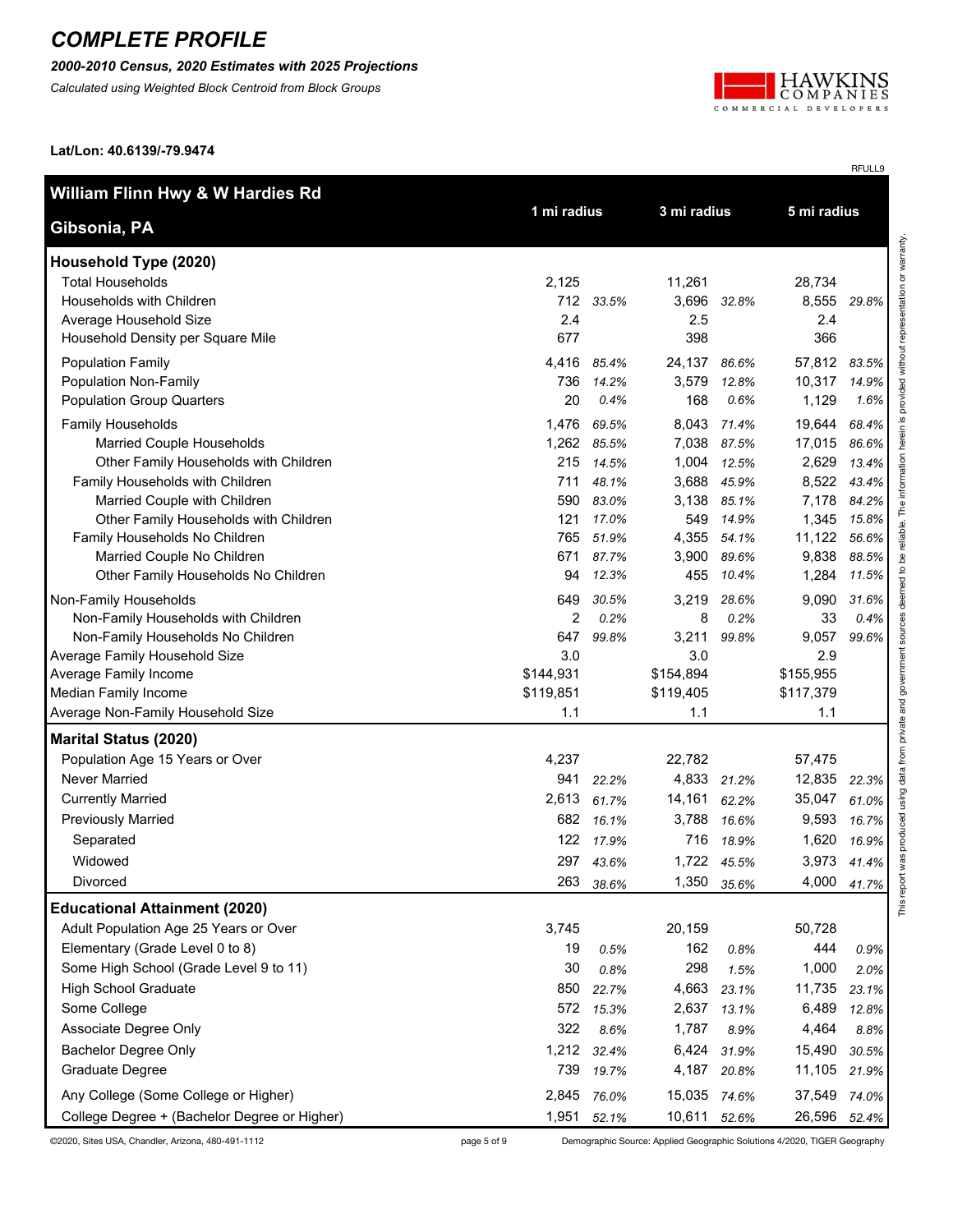# COMPLETE PROFILE

***2000-2010 Census, 2020 Estimates with 2025 Projections***

*Calculated using Weighted Block Centroid from Block Groups*

**Lat/Lon: 40.6139/-79.9474**

RFULL9

| **William Flinn Hwy & W Hardies Rd**<br>**Gibsonia, PA** | 1 mi radius | | 3 mi radius | | 5 mi radius | |
|---|---|---|---|---|---|---|
| **Household Type (2020)** | | | | | | |
| Total Households | 2,125 | | 11,261 | | 28,734 | |
| Households with Children | 712 | 33.5% | 3,696 | 32.8% | 8,555 | 29.8% |
| Average Household Size | 2.4 | | 2.5 | | 2.4 | |
| Household Density per Square Mile | 677 | | 398 | | 366 | |
| Population Family | 4,416 | 85.4% | 24,137 | 86.6% | 57,812 | 83.5% |
| Population Non-Family | 736 | 14.2% | 3,579 | 12.8% | 10,317 | 14.9% |
| Population Group Quarters | 20 | 0.4% | 168 | 0.6% | 1,129 | 1.6% |
| Family Households | 1,476 | 69.5% | 8,043 | 71.4% | 19,644 | 68.4% |
| Married Couple Households | 1,262 | 85.5% | 7,038 | 87.5% | 17,015 | 86.6% |
| Other Family Households with Children | 215 | 14.5% | 1,004 | 12.5% | 2,629 | 13.4% |
| Family Households with Children | 711 | 48.1% | 3,688 | 45.9% | 8,522 | 43.4% |
| Married Couple with Children | 590 | 83.0% | 3,138 | 85.1% | 7,178 | 84.2% |
| Other Family Households with Children | 121 | 17.0% | 549 | 14.9% | 1,345 | 15.8% |
| Family Households No Children | 765 | 51.9% | 4,355 | 54.1% | 11,122 | 56.6% |
| Married Couple No Children | 671 | 87.7% | 3,900 | 89.6% | 9,838 | 88.5% |
| Other Family Households No Children | 94 | 12.3% | 455 | 10.4% | 1,284 | 11.5% |
| Non-Family Households | 649 | 30.5% | 3,219 | 28.6% | 9,090 | 31.6% |
| Non-Family Households with Children | 2 | 0.2% | 8 | 0.2% | 33 | 0.4% |
| Non-Family Households No Children | 647 | 99.8% | 3,211 | 99.8% | 9,057 | 99.6% |
| Average Family Household Size | 3.0 | | 3.0 | | 2.9 | |
| Average Family Income | $144,931 | | $154,894 | | $155,955 | |
| Median Family Income | $119,851 | | $119,405 | | $117,379 | |
| Average Non-Family Household Size | 1.1 | | 1.1 | | 1.1 | |
| **Marital Status (2020)** | | | | | | |
| Population Age 15 Years or Over | 4,237 | | 22,782 | | 57,475 | |
| Never Married | 941 | 22.2% | 4,833 | 21.2% | 12,835 | 22.3% |
| Currently Married | 2,613 | 61.7% | 14,161 | 62.2% | 35,047 | 61.0% |
| Previously Married | 682 | 16.1% | 3,788 | 16.6% | 9,593 | 16.7% |
| Separated | 122 | 17.9% | 716 | 18.9% | 1,620 | 16.9% |
| Widowed | 297 | 43.6% | 1,722 | 45.5% | 3,973 | 41.4% |
| Divorced | 263 | 38.6% | 1,350 | 35.6% | 4,000 | 41.7% |
| **Educational Attainment (2020)** | | | | | | |
| Adult Population Age 25 Years or Over | 3,745 | | 20,159 | | 50,728 | |
| Elementary (Grade Level 0 to 8) | 19 | 0.5% | 162 | 0.8% | 444 | 0.9% |
| Some High School (Grade Level 9 to 11) | 30 | 0.8% | 298 | 1.5% | 1,000 | 2.0% |
| High School Graduate | 850 | 22.7% | 4,663 | 23.1% | 11,735 | 23.1% |
| Some College | 572 | 15.3% | 2,637 | 13.1% | 6,489 | 12.8% |
| Associate Degree Only | 322 | 8.6% | 1,787 | 8.9% | 4,464 | 8.8% |
| Bachelor Degree Only | 1,212 | 32.4% | 6,424 | 31.9% | 15,490 | 30.5% |
| Graduate Degree | 739 | 19.7% | 4,187 | 20.8% | 11,105 | 21.9% |
| Any College (Some College or Higher) | 2,845 | 76.0% | 15,035 | 74.6% | 37,549 | 74.0% |
| College Degree + (Bachelor Degree or Higher) | 1,951 | 52.1% | 10,611 | 52.6% | 26,596 | 52.4% |

This report was produced using data from private and government sources deemed to be reliable. The information herein is provided without representation or warranty.

©2020, Sites USA, Chandler, Arizona, 480-491-1112 — Demographic Source: Applied Geographic Solutions 4/2020, TIGER Geography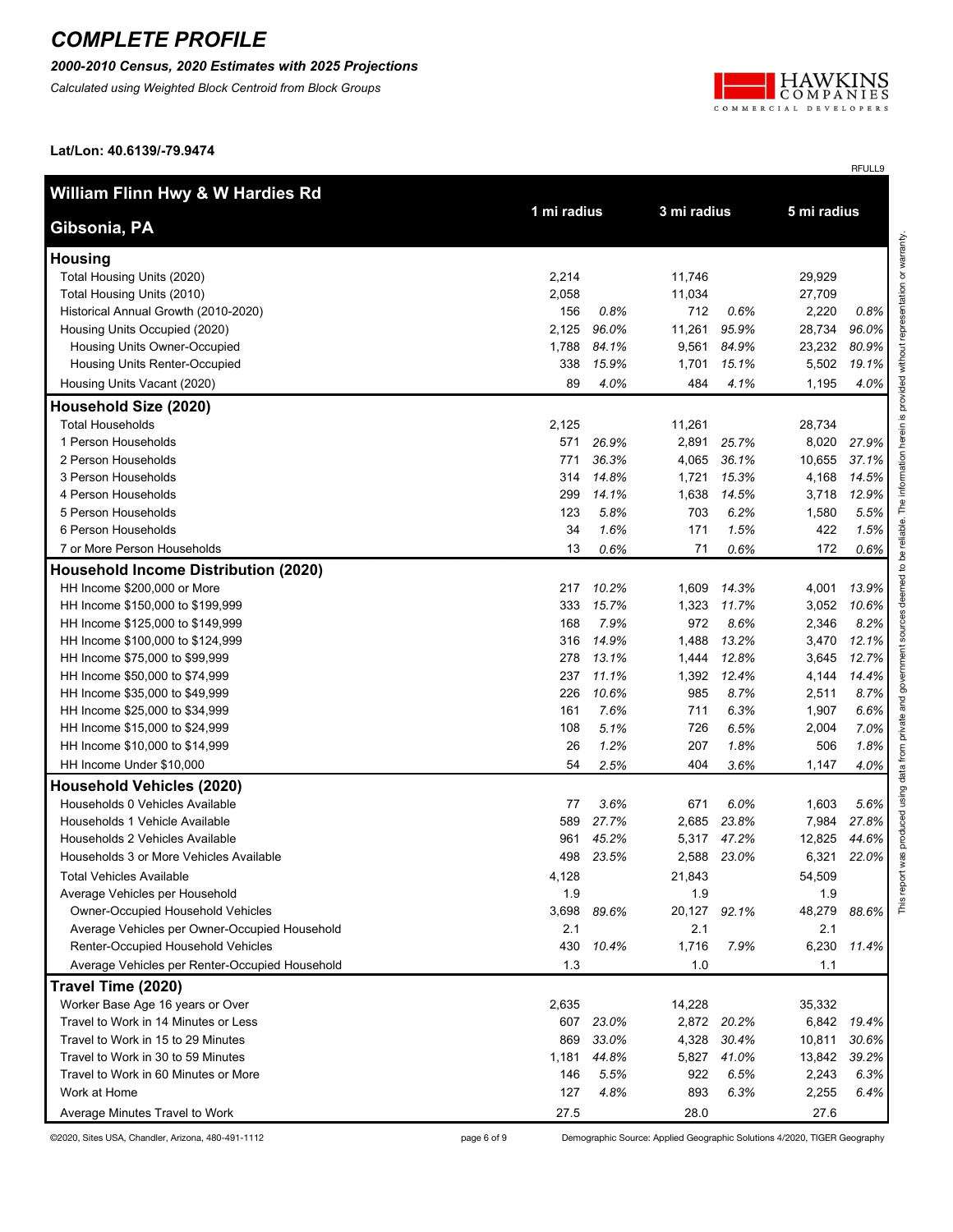# COMPLETE PROFILE

***2000-2010 Census, 2020 Estimates with 2025 Projections***

*Calculated using Weighted Block Centroid from Block Groups*

HAWKINS COMPANIES COMMERCIAL DEVELOPERS

**Lat/Lon: 40.6139/-79.9474**

RFULL9

| **William Flinn Hwy & W Hardies Rd Gibsonia, PA** | 1 mi radius | | 3 mi radius | | 5 mi radius | |
|---|---|---|---|---|---|---|
| **Housing** | | | | | | |
| Total Housing Units (2020) | 2,214 | | 11,746 | | 29,929 | |
| Total Housing Units (2010) | 2,058 | | 11,034 | | 27,709 | |
| Historical Annual Growth (2010-2020) | 156 | *0.8%* | 712 | *0.6%* | 2,220 | *0.8%* |
| Housing Units Occupied (2020) | 2,125 | *96.0%* | 11,261 | *95.9%* | 28,734 | *96.0%* |
| Housing Units Owner-Occupied | 1,788 | *84.1%* | 9,561 | *84.9%* | 23,232 | *80.9%* |
| Housing Units Renter-Occupied | 338 | *15.9%* | 1,701 | *15.1%* | 5,502 | *19.1%* |
| Housing Units Vacant (2020) | 89 | *4.0%* | 484 | *4.1%* | 1,195 | *4.0%* |
| **Household Size (2020)** | | | | | | |
| Total Households | 2,125 | | 11,261 | | 28,734 | |
| 1 Person Households | 571 | *26.9%* | 2,891 | *25.7%* | 8,020 | *27.9%* |
| 2 Person Households | 771 | *36.3%* | 4,065 | *36.1%* | 10,655 | *37.1%* |
| 3 Person Households | 314 | *14.8%* | 1,721 | *15.3%* | 4,168 | *14.5%* |
| 4 Person Households | 299 | *14.1%* | 1,638 | *14.5%* | 3,718 | *12.9%* |
| 5 Person Households | 123 | *5.8%* | 703 | *6.2%* | 1,580 | *5.5%* |
| 6 Person Households | 34 | *1.6%* | 171 | *1.5%* | 422 | *1.5%* |
| 7 or More Person Households | 13 | *0.6%* | 71 | *0.6%* | 172 | *0.6%* |
| **Household Income Distribution (2020)** | | | | | | |
| HH Income $200,000 or More | 217 | *10.2%* | 1,609 | *14.3%* | 4,001 | *13.9%* |
| HH Income $150,000 to $199,999 | 333 | *15.7%* | 1,323 | *11.7%* | 3,052 | *10.6%* |
| HH Income $125,000 to $149,999 | 168 | *7.9%* | 972 | *8.6%* | 2,346 | *8.2%* |
| HH Income $100,000 to $124,999 | 316 | *14.9%* | 1,488 | *13.2%* | 3,470 | *12.1%* |
| HH Income $75,000 to $99,999 | 278 | *13.1%* | 1,444 | *12.8%* | 3,645 | *12.7%* |
| HH Income $50,000 to $74,999 | 237 | *11.1%* | 1,392 | *12.4%* | 4,144 | *14.4%* |
| HH Income $35,000 to $49,999 | 226 | *10.6%* | 985 | *8.7%* | 2,511 | *8.7%* |
| HH Income $25,000 to $34,999 | 161 | *7.6%* | 711 | *6.3%* | 1,907 | *6.6%* |
| HH Income $15,000 to $24,999 | 108 | *5.1%* | 726 | *6.5%* | 2,004 | *7.0%* |
| HH Income $10,000 to $14,999 | 26 | *1.2%* | 207 | *1.8%* | 506 | *1.8%* |
| HH Income Under $10,000 | 54 | *2.5%* | 404 | *3.6%* | 1,147 | *4.0%* |
| **Household Vehicles (2020)** | | | | | | |
| Households 0 Vehicles Available | 77 | *3.6%* | 671 | *6.0%* | 1,603 | *5.6%* |
| Households 1 Vehicle Available | 589 | *27.7%* | 2,685 | *23.8%* | 7,984 | *27.8%* |
| Households 2 Vehicles Available | 961 | *45.2%* | 5,317 | *47.2%* | 12,825 | *44.6%* |
| Households 3 or More Vehicles Available | 498 | *23.5%* | 2,588 | *23.0%* | 6,321 | *22.0%* |
| Total Vehicles Available | 4,128 | | 21,843 | | 54,509 | |
| Average Vehicles per Household | 1.9 | | 1.9 | | 1.9 | |
| Owner-Occupied Household Vehicles | 3,698 | *89.6%* | 20,127 | *92.1%* | 48,279 | *88.6%* |
| Average Vehicles per Owner-Occupied Household | 2.1 | | 2.1 | | 2.1 | |
| Renter-Occupied Household Vehicles | 430 | *10.4%* | 1,716 | *7.9%* | 6,230 | *11.4%* |
| Average Vehicles per Renter-Occupied Household | 1.3 | | 1.0 | | 1.1 | |
| **Travel Time (2020)** | | | | | | |
| Worker Base Age 16 years or Over | 2,635 | | 14,228 | | 35,332 | |
| Travel to Work in 14 Minutes or Less | 607 | *23.0%* | 2,872 | *20.2%* | 6,842 | *19.4%* |
| Travel to Work in 15 to 29 Minutes | 869 | *33.0%* | 4,328 | *30.4%* | 10,811 | *30.6%* |
| Travel to Work in 30 to 59 Minutes | 1,181 | *44.8%* | 5,827 | *41.0%* | 13,842 | *39.2%* |
| Travel to Work in 60 Minutes or More | 146 | *5.5%* | 922 | *6.5%* | 2,243 | *6.3%* |
| Work at Home | 127 | *4.8%* | 893 | *6.3%* | 2,255 | *6.4%* |
| Average Minutes Travel to Work | 27.5 | | 28.0 | | 27.6 | |

This report was produced using data from private and government sources deemed to be reliable. The information herein is provided without representation or warranty.

©2020, Sites USA, Chandler, Arizona, 480-491-1112

Demographic Source: Applied Geographic Solutions 4/2020, TIGER Geography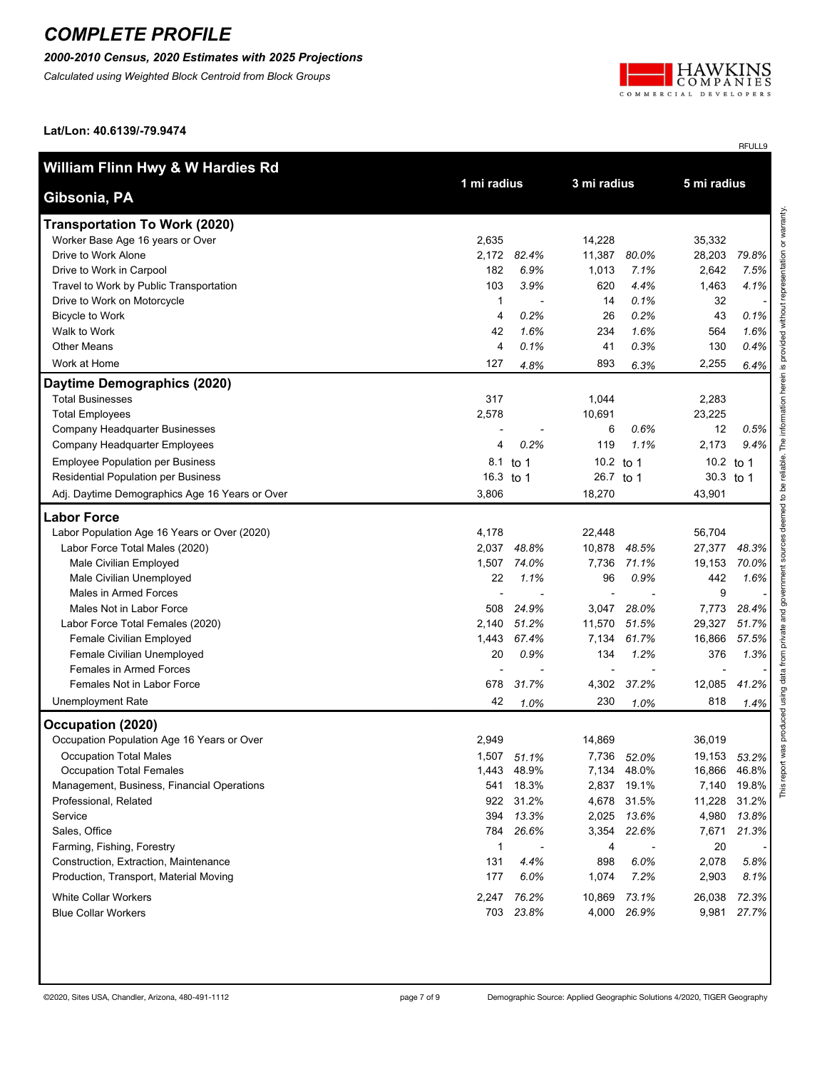# COMPLETE PROFILE

***2000-2010 Census, 2020 Estimates with 2025 Projections***

*Calculated using Weighted Block Centroid from Block Groups*

HAWKINS COMPANIES COMMERCIAL DEVELOPERS

**Lat/Lon: 40.6139/-79.9474**

RFULL9

| **William Flinn Hwy & W Hardies Rd** **Gibsonia, PA** | **1 mi radius** | | **3 mi radius** | | **5 mi radius** | |
|---|---|---|---|---|---|---|
| **Transportation To Work (2020)** | | | | | | |
| Worker Base Age 16 years or Over | 2,635 | | 14,228 | | 35,332 | |
| Drive to Work Alone | 2,172 | *82.4%* | 11,387 | *80.0%* | 28,203 | *79.8%* |
| Drive to Work in Carpool | 182 | *6.9%* | 1,013 | *7.1%* | 2,642 | *7.5%* |
| Travel to Work by Public Transportation | 103 | *3.9%* | 620 | *4.4%* | 1,463 | *4.1%* |
| Drive to Work on Motorcycle | 1 | - | 14 | *0.1%* | 32 | - |
| Bicycle to Work | 4 | *0.2%* | 26 | *0.2%* | 43 | *0.1%* |
| Walk to Work | 42 | *1.6%* | 234 | *1.6%* | 564 | *1.6%* |
| Other Means | 4 | *0.1%* | 41 | *0.3%* | 130 | *0.4%* |
| Work at Home | 127 | *4.8%* | 893 | *6.3%* | 2,255 | *6.4%* |
| **Daytime Demographics (2020)** | | | | | | |
| Total Businesses | 317 | | 1,044 | | 2,283 | |
| Total Employees | 2,578 | | 10,691 | | 23,225 | |
| Company Headquarter Businesses | - | - | 6 | *0.6%* | 12 | *0.5%* |
| Company Headquarter Employees | 4 | *0.2%* | 119 | *1.1%* | 2,173 | *9.4%* |
| Employee Population per Business | 8.1 | to 1 | 10.2 | to 1 | 10.2 | to 1 |
| Residential Population per Business | 16.3 | to 1 | 26.7 | to 1 | 30.3 | to 1 |
| Adj. Daytime Demographics Age 16 Years or Over | 3,806 | | 18,270 | | 43,901 | |
| **Labor Force** | | | | | | |
| Labor Population Age 16 Years or Over (2020) | 4,178 | | 22,448 | | 56,704 | |
| Labor Force Total Males (2020) | 2,037 | *48.8%* | 10,878 | *48.5%* | 27,377 | *48.3%* |
| Male Civilian Employed | 1,507 | *74.0%* | 7,736 | *71.1%* | 19,153 | *70.0%* |
| Male Civilian Unemployed | 22 | *1.1%* | 96 | *0.9%* | 442 | *1.6%* |
| Males in Armed Forces | - | - | - | - | 9 | - |
| Males Not in Labor Force | 508 | *24.9%* | 3,047 | *28.0%* | 7,773 | *28.4%* |
| Labor Force Total Females (2020) | 2,140 | *51.2%* | 11,570 | *51.5%* | 29,327 | *51.7%* |
| Female Civilian Employed | 1,443 | *67.4%* | 7,134 | *61.7%* | 16,866 | *57.5%* |
| Female Civilian Unemployed | 20 | *0.9%* | 134 | *1.2%* | 376 | *1.3%* |
| Females in Armed Forces | - | - | - | - | - | - |
| Females Not in Labor Force | 678 | *31.7%* | 4,302 | *37.2%* | 12,085 | *41.2%* |
| Unemployment Rate | 42 | *1.0%* | 230 | *1.0%* | 818 | *1.4%* |
| **Occupation (2020)** | | | | | | |
| Occupation Population Age 16 Years or Over | 2,949 | | 14,869 | | 36,019 | |
| Occupation Total Males | 1,507 | *51.1%* | 7,736 | *52.0%* | 19,153 | *53.2%* |
| Occupation Total Females | 1,443 | 48.9% | 7,134 | 48.0% | 16,866 | 46.8% |
| Management, Business, Financial Operations | 541 | 18.3% | 2,837 | 19.1% | 7,140 | 19.8% |
| Professional, Related | 922 | 31.2% | 4,678 | 31.5% | 11,228 | 31.2% |
| Service | 394 | *13.3%* | 2,025 | *13.6%* | 4,980 | *13.8%* |
| Sales, Office | 784 | *26.6%* | 3,354 | *22.6%* | 7,671 | *21.3%* |
| Farming, Fishing, Forestry | 1 | - | 4 | - | 20 | - |
| Construction, Extraction, Maintenance | 131 | *4.4%* | 898 | *6.0%* | 2,078 | *5.8%* |
| Production, Transport, Material Moving | 177 | *6.0%* | 1,074 | *7.2%* | 2,903 | *8.1%* |
| White Collar Workers | 2,247 | *76.2%* | 10,869 | *73.1%* | 26,038 | *72.3%* |
| Blue Collar Workers | 703 | *23.8%* | 4,000 | *26.9%* | 9,981 | *27.7%* |

This report was produced using data from private and government sources deemed to be reliable. The information herein is provided without representation or warranty.

©2020, Sites USA, Chandler, Arizona, 480-491-1112

Demographic Source: Applied Geographic Solutions 4/2020, TIGER Geography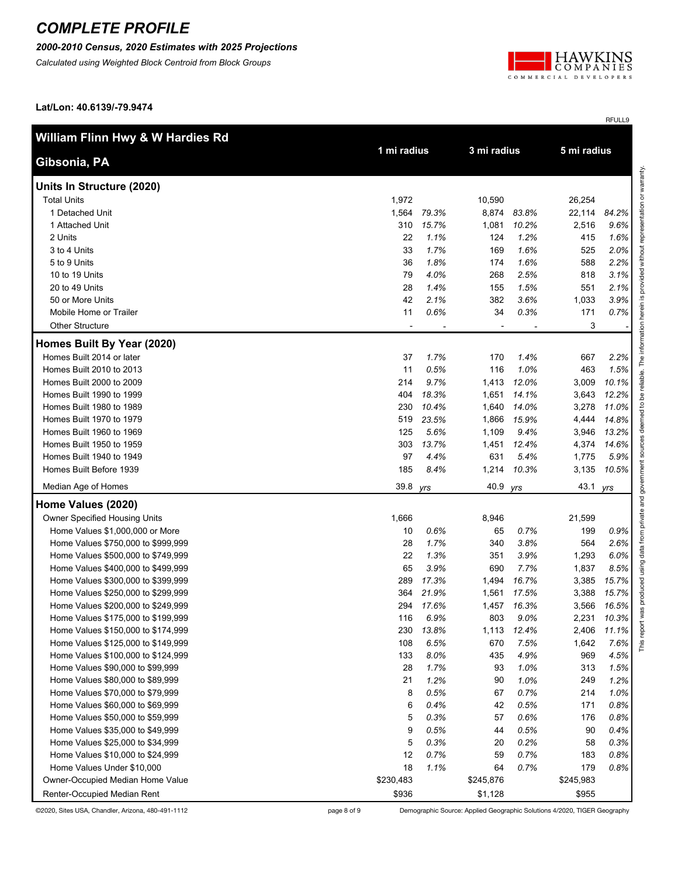# COMPLETE PROFILE

***2000-2010 Census, 2020 Estimates with 2025 Projections***

*Calculated using Weighted Block Centroid from Block Groups*

**Lat/Lon: 40.6139/-79.9474**

RFULL9

| **William Flinn Hwy & W Hardies Rd** **Gibsonia, PA** | **1 mi radius** | | **3 mi radius** | | **5 mi radius** | |
|---|---|---|---|---|---|---|
| **Units In Structure (2020)** | | | | | | |
| Total Units | 1,972 | | 10,590 | | 26,254 | |
| 1 Detached Unit | 1,564 | *79.3%* | 8,874 | *83.8%* | 22,114 | *84.2%* |
| 1 Attached Unit | 310 | *15.7%* | 1,081 | *10.2%* | 2,516 | *9.6%* |
| 2 Units | 22 | *1.1%* | 124 | *1.2%* | 415 | *1.6%* |
| 3 to 4 Units | 33 | *1.7%* | 169 | *1.6%* | 525 | *2.0%* |
| 5 to 9 Units | 36 | *1.8%* | 174 | *1.6%* | 588 | *2.2%* |
| 10 to 19 Units | 79 | *4.0%* | 268 | *2.5%* | 818 | *3.1%* |
| 20 to 49 Units | 28 | *1.4%* | 155 | *1.5%* | 551 | *2.1%* |
| 50 or More Units | 42 | *2.1%* | 382 | *3.6%* | 1,033 | *3.9%* |
| Mobile Home or Trailer | 11 | *0.6%* | 34 | *0.3%* | 171 | *0.7%* |
| Other Structure | - | - | - | - | 3 | - |
| **Homes Built By Year (2020)** | | | | | | |
| Homes Built 2014 or later | 37 | *1.7%* | 170 | *1.4%* | 667 | *2.2%* |
| Homes Built 2010 to 2013 | 11 | *0.5%* | 116 | *1.0%* | 463 | *1.5%* |
| Homes Built 2000 to 2009 | 214 | *9.7%* | 1,413 | *12.0%* | 3,009 | *10.1%* |
| Homes Built 1990 to 1999 | 404 | *18.3%* | 1,651 | *14.1%* | 3,643 | *12.2%* |
| Homes Built 1980 to 1989 | 230 | *10.4%* | 1,640 | *14.0%* | 3,278 | *11.0%* |
| Homes Built 1970 to 1979 | 519 | *23.5%* | 1,866 | *15.9%* | 4,444 | *14.8%* |
| Homes Built 1960 to 1969 | 125 | *5.6%* | 1,109 | *9.4%* | 3,946 | *13.2%* |
| Homes Built 1950 to 1959 | 303 | *13.7%* | 1,451 | *12.4%* | 4,374 | *14.6%* |
| Homes Built 1940 to 1949 | 97 | *4.4%* | 631 | *5.4%* | 1,775 | *5.9%* |
| Homes Built Before 1939 | 185 | *8.4%* | 1,214 | *10.3%* | 3,135 | *10.5%* |
| Median Age of Homes | 39.8 | *yrs* | 40.9 | *yrs* | 43.1 | *yrs* |
| **Home Values (2020)** | | | | | | |
| Owner Specified Housing Units | 1,666 | | 8,946 | | 21,599 | |
| Home Values $1,000,000 or More | 10 | *0.6%* | 65 | *0.7%* | 199 | *0.9%* |
| Home Values $750,000 to $999,999 | 28 | *1.7%* | 340 | *3.8%* | 564 | *2.6%* |
| Home Values $500,000 to $749,999 | 22 | *1.3%* | 351 | *3.9%* | 1,293 | *6.0%* |
| Home Values $400,000 to $499,999 | 65 | *3.9%* | 690 | *7.7%* | 1,837 | *8.5%* |
| Home Values $300,000 to $399,999 | 289 | *17.3%* | 1,494 | *16.7%* | 3,385 | *15.7%* |
| Home Values $250,000 to $299,999 | 364 | *21.9%* | 1,561 | *17.5%* | 3,388 | *15.7%* |
| Home Values $200,000 to $249,999 | 294 | *17.6%* | 1,457 | *16.3%* | 3,566 | *16.5%* |
| Home Values $175,000 to $199,999 | 116 | *6.9%* | 803 | *9.0%* | 2,231 | *10.3%* |
| Home Values $150,000 to $174,999 | 230 | *13.8%* | 1,113 | *12.4%* | 2,406 | *11.1%* |
| Home Values $125,000 to $149,999 | 108 | *6.5%* | 670 | *7.5%* | 1,642 | *7.6%* |
| Home Values $100,000 to $124,999 | 133 | *8.0%* | 435 | *4.9%* | 969 | *4.5%* |
| Home Values $90,000 to $99,999 | 28 | *1.7%* | 93 | *1.0%* | 313 | *1.5%* |
| Home Values $80,000 to $89,999 | 21 | *1.2%* | 90 | *1.0%* | 249 | *1.2%* |
| Home Values $70,000 to $79,999 | 8 | *0.5%* | 67 | *0.7%* | 214 | *1.0%* |
| Home Values $60,000 to $69,999 | 6 | *0.4%* | 42 | *0.5%* | 171 | *0.8%* |
| Home Values $50,000 to $59,999 | 5 | *0.3%* | 57 | *0.6%* | 176 | *0.8%* |
| Home Values $35,000 to $49,999 | 9 | *0.5%* | 44 | *0.5%* | 90 | *0.4%* |
| Home Values $25,000 to $34,999 | 5 | *0.3%* | 20 | *0.2%* | 58 | *0.3%* |
| Home Values $10,000 to $24,999 | 12 | *0.7%* | 59 | *0.7%* | 183 | *0.8%* |
| Home Values Under $10,000 | 18 | *1.1%* | 64 | *0.7%* | 179 | *0.8%* |
| Owner-Occupied Median Home Value | $230,483 | | $245,876 | | $245,983 | |
| Renter-Occupied Median Rent | $936 | | $1,128 | | $955 | |

This report was produced using data from private and government sources deemed to be reliable. The information herein is provided without representation or warranty.

©2020, Sites USA, Chandler, Arizona, 480-491-1112 — Demographic Source: Applied Geographic Solutions 4/2020, TIGER Geography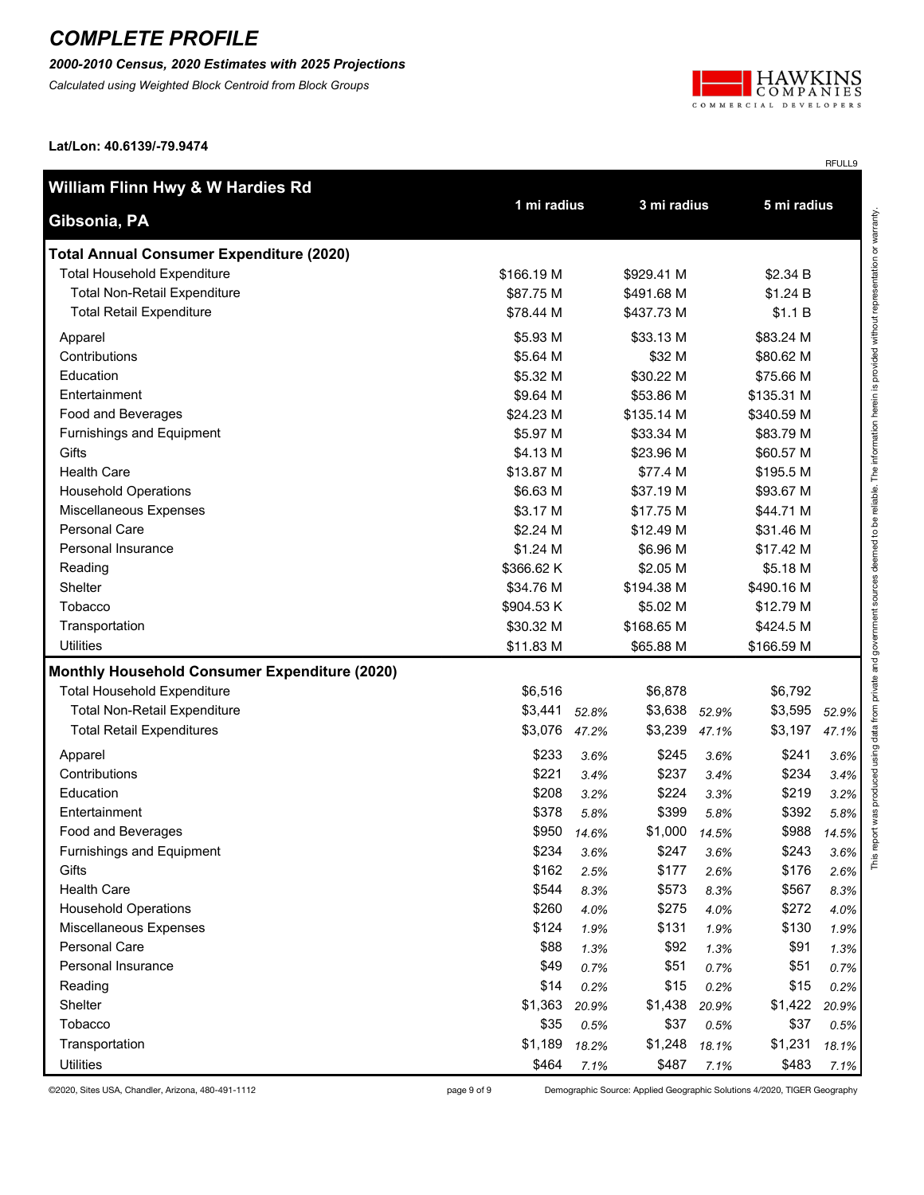# COMPLETE PROFILE

***2000-2010 Census, 2020 Estimates with 2025 Projections***

*Calculated using Weighted Block Centroid from Block Groups*

**Lat/Lon: 40.6139/-79.9474**

RFULL9

| William Flinn Hwy & W Hardies Rd<br>Gibsonia, PA | 1 mi radius | | 3 mi radius | | 5 mi radius | |
|---|---|---|---|---|---|---|
| **Total Annual Consumer Expenditure (2020)** | | | | | | |
| Total Household Expenditure | $166.19 M | | $929.41 M | | $2.34 B | |
| Total Non-Retail Expenditure | $87.75 M | | $491.68 M | | $1.24 B | |
| Total Retail Expenditure | $78.44 M | | $437.73 M | | $1.1 B | |
| Apparel | $5.93 M | | $33.13 M | | $83.24 M | |
| Contributions | $5.64 M | | $32 M | | $80.62 M | |
| Education | $5.32 M | | $30.22 M | | $75.66 M | |
| Entertainment | $9.64 M | | $53.86 M | | $135.31 M | |
| Food and Beverages | $24.23 M | | $135.14 M | | $340.59 M | |
| Furnishings and Equipment | $5.97 M | | $33.34 M | | $83.79 M | |
| Gifts | $4.13 M | | $23.96 M | | $60.57 M | |
| Health Care | $13.87 M | | $77.4 M | | $195.5 M | |
| Household Operations | $6.63 M | | $37.19 M | | $93.67 M | |
| Miscellaneous Expenses | $3.17 M | | $17.75 M | | $44.71 M | |
| Personal Care | $2.24 M | | $12.49 M | | $31.46 M | |
| Personal Insurance | $1.24 M | | $6.96 M | | $17.42 M | |
| Reading | $366.62 K | | $2.05 M | | $5.18 M | |
| Shelter | $34.76 M | | $194.38 M | | $490.16 M | |
| Tobacco | $904.53 K | | $5.02 M | | $12.79 M | |
| Transportation | $30.32 M | | $168.65 M | | $424.5 M | |
| Utilities | $11.83 M | | $65.88 M | | $166.59 M | |
| **Monthly Household Consumer Expenditure (2020)** | | | | | | |
| Total Household Expenditure | $6,516 | | $6,878 | | $6,792 | |
| Total Non-Retail Expenditure | $3,441 | *52.8%* | $3,638 | *52.9%* | $3,595 | *52.9%* |
| Total Retail Expenditures | $3,076 | *47.2%* | $3,239 | *47.1%* | $3,197 | *47.1%* |
| Apparel | $233 | *3.6%* | $245 | *3.6%* | $241 | *3.6%* |
| Contributions | $221 | *3.4%* | $237 | *3.4%* | $234 | *3.4%* |
| Education | $208 | *3.2%* | $224 | *3.3%* | $219 | *3.2%* |
| Entertainment | $378 | *5.8%* | $399 | *5.8%* | $392 | *5.8%* |
| Food and Beverages | $950 | *14.6%* | $1,000 | *14.5%* | $988 | *14.5%* |
| Furnishings and Equipment | $234 | *3.6%* | $247 | *3.6%* | $243 | *3.6%* |
| Gifts | $162 | *2.5%* | $177 | *2.6%* | $176 | *2.6%* |
| Health Care | $544 | *8.3%* | $573 | *8.3%* | $567 | *8.3%* |
| Household Operations | $260 | *4.0%* | $275 | *4.0%* | $272 | *4.0%* |
| Miscellaneous Expenses | $124 | *1.9%* | $131 | *1.9%* | $130 | *1.9%* |
| Personal Care | $88 | *1.3%* | $92 | *1.3%* | $91 | *1.3%* |
| Personal Insurance | $49 | *0.7%* | $51 | *0.7%* | $51 | *0.7%* |
| Reading | $14 | *0.2%* | $15 | *0.2%* | $15 | *0.2%* |
| Shelter | $1,363 | *20.9%* | $1,438 | *20.9%* | $1,422 | *20.9%* |
| Tobacco | $35 | *0.5%* | $37 | *0.5%* | $37 | *0.5%* |
| Transportation | $1,189 | *18.2%* | $1,248 | *18.1%* | $1,231 | *18.1%* |
| Utilities | $464 | *7.1%* | $487 | *7.1%* | $483 | *7.1%* |

This report was produced using data from private and government sources deemed to be reliable. The information herein is provided without representation or warranty.

©2020, Sites USA, Chandler, Arizona, 480-491-1112

Demographic Source: Applied Geographic Solutions 4/2020, TIGER Geography